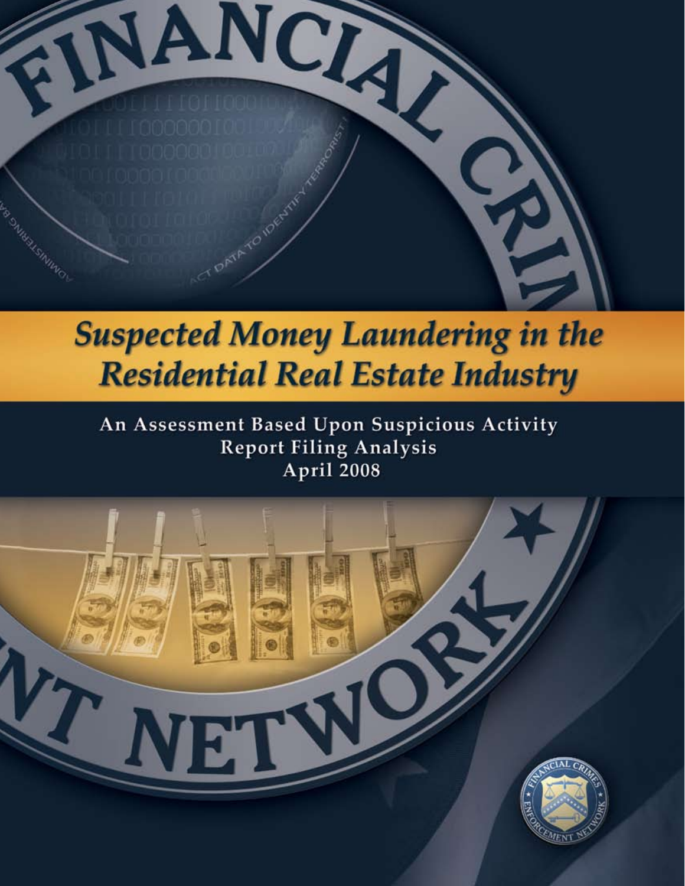# *Suspected Money Laundering in the Residential Real Estate Industry*

**An Assessment Based Upon Suspicious Activity Report Filing Analysis**
**April 2008**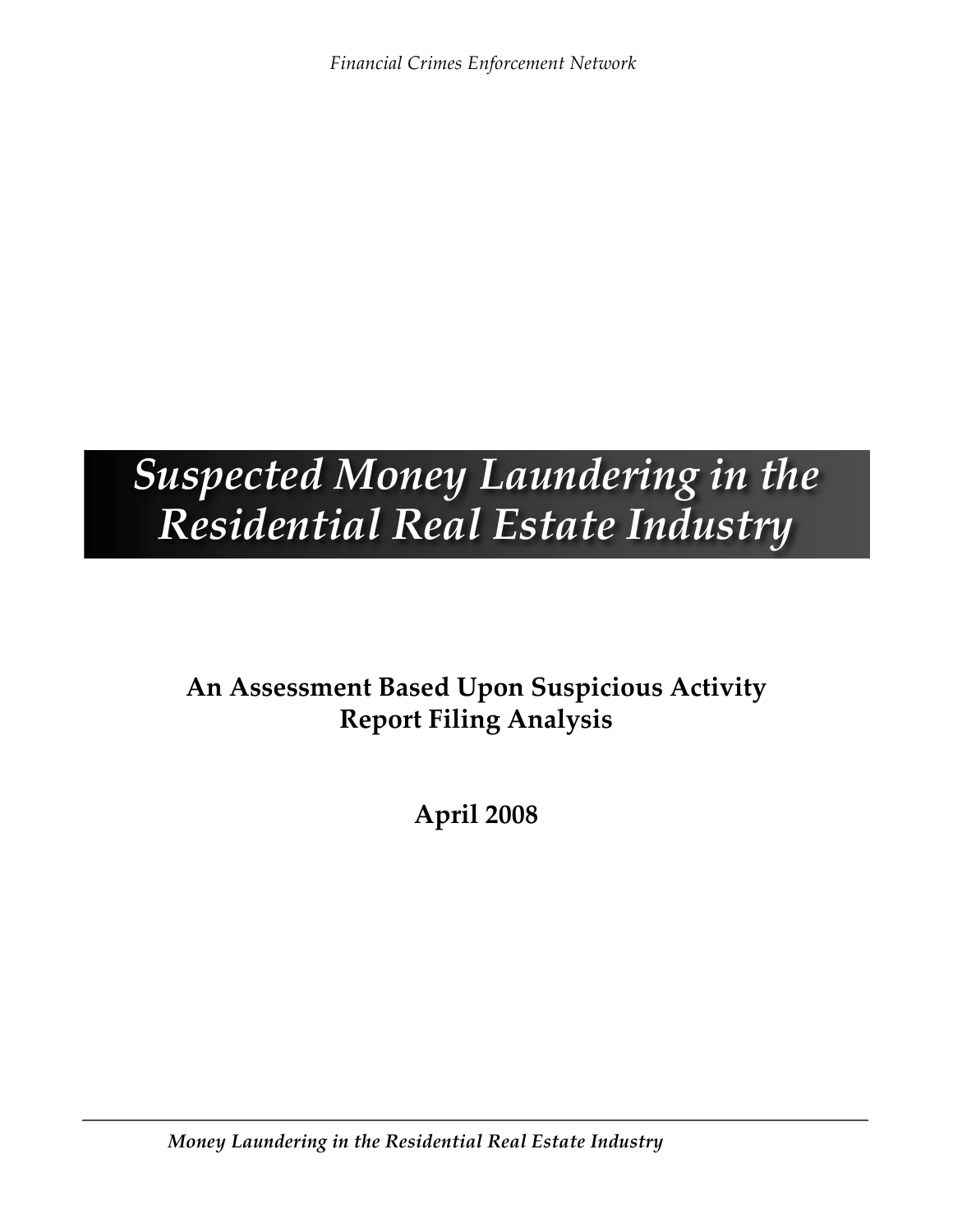# Suspected Money Laundering in the Residential Real Estate Industry

**An Assessment Based Upon Suspicious Activity Report Filing Analysis**

**April 2008**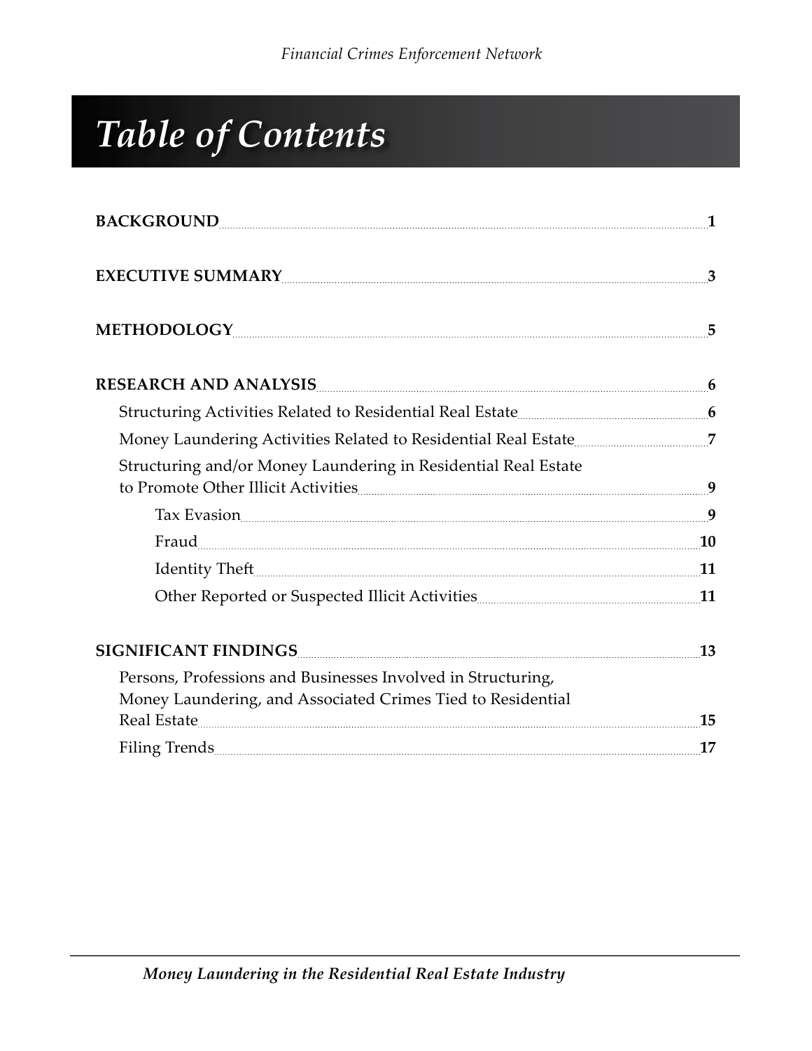# Table of Contents

**BACKGROUND** .......... **1**

**EXECUTIVE SUMMARY** .......... **3**

**METHODOLOGY** .......... **5**

**RESEARCH AND ANALYSIS** .......... **6**

- Structuring Activities Related to Residential Real Estate .......... **6**
- Money Laundering Activities Related to Residential Real Estate .......... **7**
- Structuring and/or Money Laundering in Residential Real Estate to Promote Other Illicit Activities .......... **9**
  - Tax Evasion .......... **9**
  - Fraud .......... **10**
  - Identity Theft .......... **11**
  - Other Reported or Suspected Illicit Activities .......... **11**

**SIGNIFICANT FINDINGS** .......... **13**

- Persons, Professions and Businesses Involved in Structuring, Money Laundering, and Associated Crimes Tied to Residential Real Estate .......... **15**
- Filing Trends .......... **17**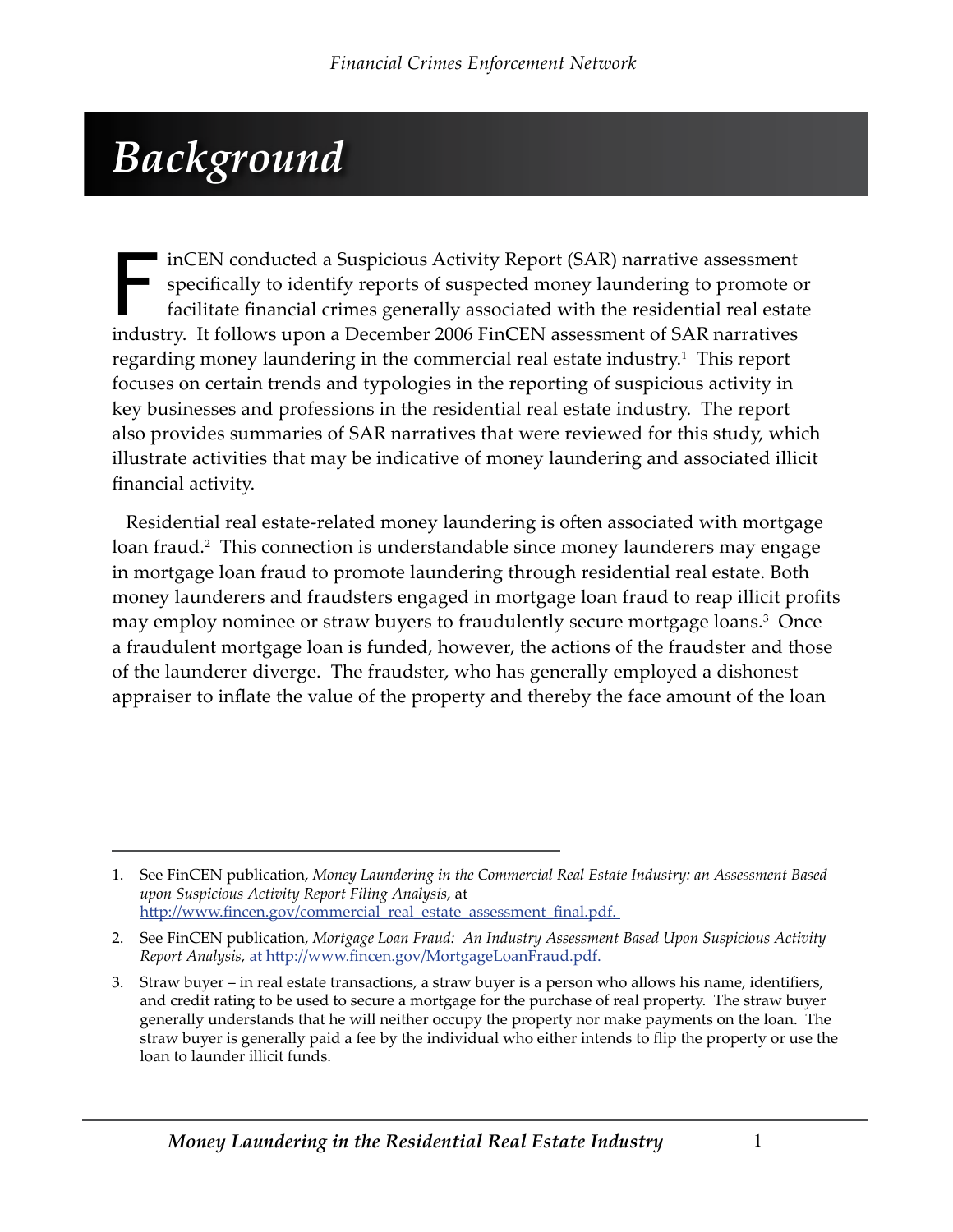// Background

FinCEN conducted a Suspicious Activity Report (SAR) narrative assessment specifically to identify reports of suspected money laundering to promote or facilitate financial crimes generally associated with the residential real estate industry. It follows upon a December 2006 FinCEN assessment of SAR narratives regarding money laundering in the commercial real estate industry.[1] This report focuses on certain trends and typologies in the reporting of suspicious activity in key businesses and professions in the residential real estate industry. The report also provides summaries of SAR narratives that were reviewed for this study, which illustrate activities that may be indicative of money laundering and associated illicit financial activity.

Residential real estate-related money laundering is often associated with mortgage loan fraud.[2] This connection is understandable since money launderers may engage in mortgage loan fraud to promote laundering through residential real estate. Both money launderers and fraudsters engaged in mortgage loan fraud to reap illicit profits may employ nominee or straw buyers to fraudulently secure mortgage loans.[3] Once a fraudulent mortgage loan is funded, however, the actions of the fraudster and those of the launderer diverge. The fraudster, who has generally employed a dishonest appraiser to inflate the value of the property and thereby the face amount of the loan

---

1. See FinCEN publication, *Money Laundering in the Commercial Real Estate Industry: an Assessment Based upon Suspicious Activity Report Filing Analysis*, at http://www.fincen.gov/commercial_real_estate_assessment_final.pdf.
2. See FinCEN publication, *Mortgage Loan Fraud: An Industry Assessment Based Upon Suspicious Activity Report Analysis*, at http://www.fincen.gov/MortgageLoanFraud.pdf.
3. Straw buyer – in real estate transactions, a straw buyer is a person who allows his name, identifiers, and credit rating to be used to secure a mortgage for the purchase of real property. The straw buyer generally understands that he will neither occupy the property nor make payments on the loan. The straw buyer is generally paid a fee by the individual who either intends to flip the property or use the loan to launder illicit funds.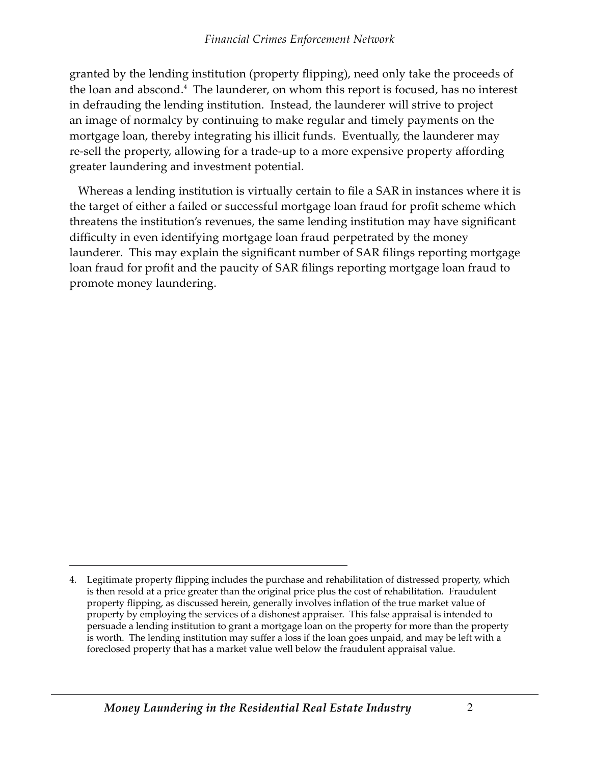granted by the lending institution (property flipping), need only take the proceeds of the loan and abscond.[4] The launderer, on whom this report is focused, has no interest in defrauding the lending institution. Instead, the launderer will strive to project an image of normalcy by continuing to make regular and timely payments on the mortgage loan, thereby integrating his illicit funds. Eventually, the launderer may re-sell the property, allowing for a trade-up to a more expensive property affording greater laundering and investment potential.

Whereas a lending institution is virtually certain to file a SAR in instances where it is the target of either a failed or successful mortgage loan fraud for profit scheme which threatens the institution's revenues, the same lending institution may have significant difficulty in even identifying mortgage loan fraud perpetrated by the money launderer. This may explain the significant number of SAR filings reporting mortgage loan fraud for profit and the paucity of SAR filings reporting mortgage loan fraud to promote money laundering.

---

4. Legitimate property flipping includes the purchase and rehabilitation of distressed property, which is then resold at a price greater than the original price plus the cost of rehabilitation. Fraudulent property flipping, as discussed herein, generally involves inflation of the true market value of property by employing the services of a dishonest appraiser. This false appraisal is intended to persuade a lending institution to grant a mortgage loan on the property for more than the property is worth. The lending institution may suffer a loss if the loan goes unpaid, and may be left with a foreclosed property that has a market value well below the fraudulent appraisal value.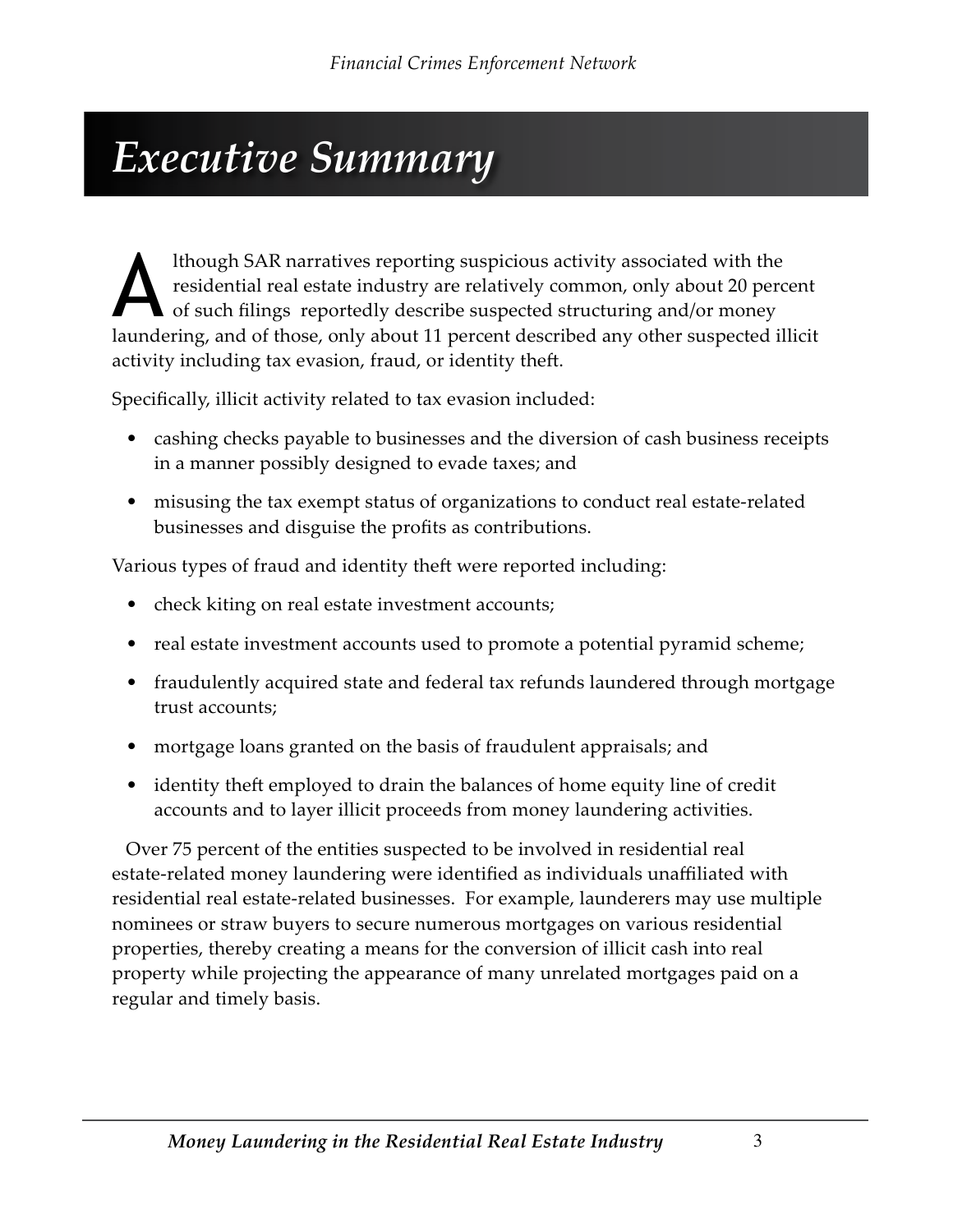# *Executive Summary*

Although SAR narratives reporting suspicious activity associated with the residential real estate industry are relatively common, only about 20 percent of such filings reportedly describe suspected structuring and/or money laundering, and of those, only about 11 percent described any other suspected illicit activity including tax evasion, fraud, or identity theft.

Specifically, illicit activity related to tax evasion included:

- cashing checks payable to businesses and the diversion of cash business receipts in a manner possibly designed to evade taxes; and
- misusing the tax exempt status of organizations to conduct real estate-related businesses and disguise the profits as contributions.

Various types of fraud and identity theft were reported including:

- check kiting on real estate investment accounts;
- real estate investment accounts used to promote a potential pyramid scheme;
- fraudulently acquired state and federal tax refunds laundered through mortgage trust accounts;
- mortgage loans granted on the basis of fraudulent appraisals; and
- identity theft employed to drain the balances of home equity line of credit accounts and to layer illicit proceeds from money laundering activities.

Over 75 percent of the entities suspected to be involved in residential real estate-related money laundering were identified as individuals unaffiliated with residential real estate-related businesses. For example, launderers may use multiple nominees or straw buyers to secure numerous mortgages on various residential properties, thereby creating a means for the conversion of illicit cash into real property while projecting the appearance of many unrelated mortgages paid on a regular and timely basis.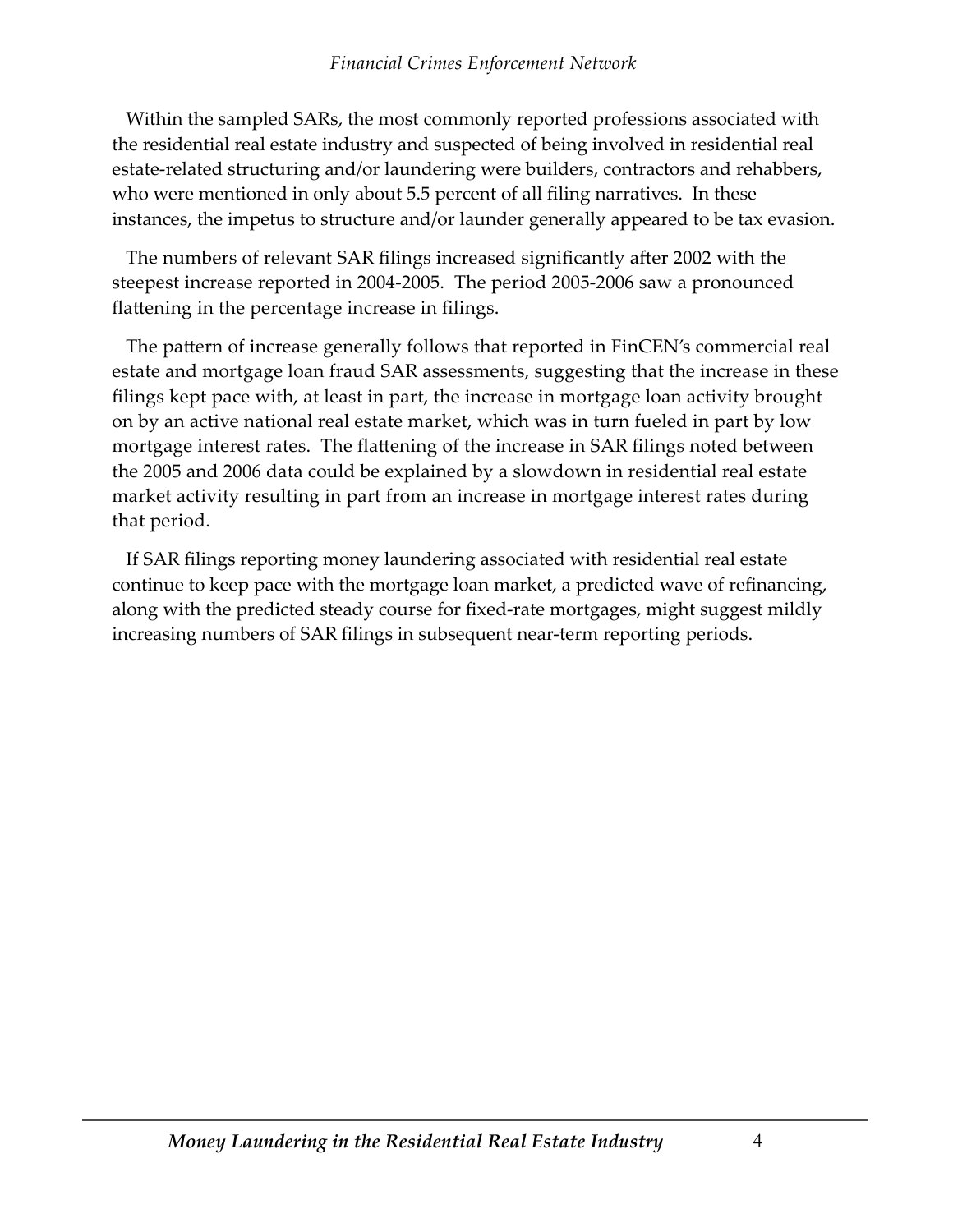Within the sampled SARs, the most commonly reported professions associated with the residential real estate industry and suspected of being involved in residential real estate-related structuring and/or laundering were builders, contractors and rehabbers, who were mentioned in only about 5.5 percent of all filing narratives. In these instances, the impetus to structure and/or launder generally appeared to be tax evasion.

The numbers of relevant SAR filings increased significantly after 2002 with the steepest increase reported in 2004-2005. The period 2005-2006 saw a pronounced flattening in the percentage increase in filings.

The pattern of increase generally follows that reported in FinCEN's commercial real estate and mortgage loan fraud SAR assessments, suggesting that the increase in these filings kept pace with, at least in part, the increase in mortgage loan activity brought on by an active national real estate market, which was in turn fueled in part by low mortgage interest rates. The flattening of the increase in SAR filings noted between the 2005 and 2006 data could be explained by a slowdown in residential real estate market activity resulting in part from an increase in mortgage interest rates during that period.

If SAR filings reporting money laundering associated with residential real estate continue to keep pace with the mortgage loan market, a predicted wave of refinancing, along with the predicted steady course for fixed-rate mortgages, might suggest mildly increasing numbers of SAR filings in subsequent near-term reporting periods.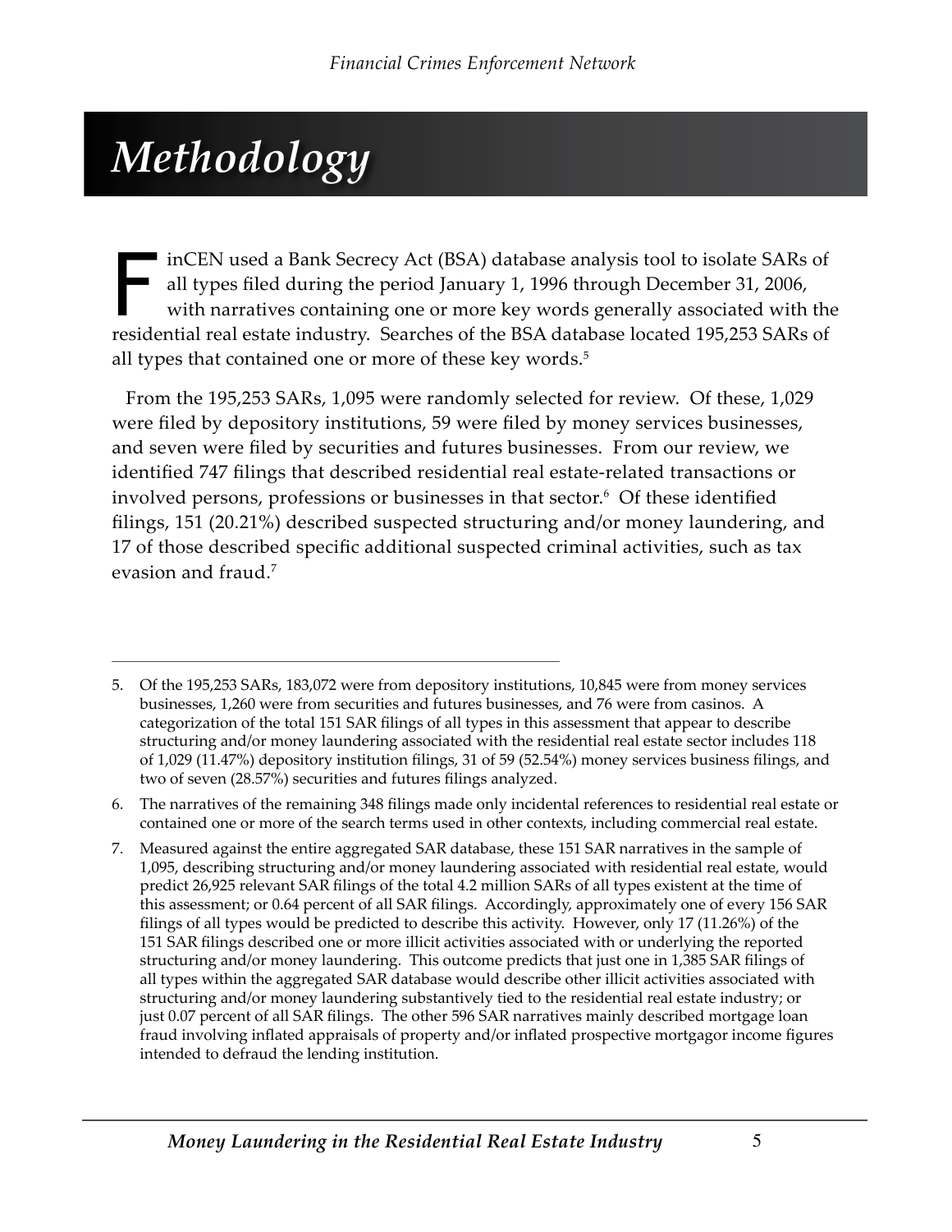# Methodology

FinCEN used a Bank Secrecy Act (BSA) database analysis tool to isolate SARs of all types filed during the period January 1, 1996 through December 31, 2006, with narratives containing one or more key words generally associated with the residential real estate industry. Searches of the BSA database located 195,253 SARs of all types that contained one or more of these key words.[5]

From the 195,253 SARs, 1,095 were randomly selected for review. Of these, 1,029 were filed by depository institutions, 59 were filed by money services businesses, and seven were filed by securities and futures businesses. From our review, we identified 747 filings that described residential real estate-related transactions or involved persons, professions or businesses in that sector.[6] Of these identified filings, 151 (20.21%) described suspected structuring and/or money laundering, and 17 of those described specific additional suspected criminal activities, such as tax evasion and fraud.[7]

---

5. Of the 195,253 SARs, 183,072 were from depository institutions, 10,845 were from money services businesses, 1,260 were from securities and futures businesses, and 76 were from casinos. A categorization of the total 151 SAR filings of all types in this assessment that appear to describe structuring and/or money laundering associated with the residential real estate sector includes 118 of 1,029 (11.47%) depository institution filings, 31 of 59 (52.54%) money services business filings, and two of seven (28.57%) securities and futures filings analyzed.

6. The narratives of the remaining 348 filings made only incidental references to residential real estate or contained one or more of the search terms used in other contexts, including commercial real estate.

7. Measured against the entire aggregated SAR database, these 151 SAR narratives in the sample of 1,095, describing structuring and/or money laundering associated with residential real estate, would predict 26,925 relevant SAR filings of the total 4.2 million SARs of all types existent at the time of this assessment; or 0.64 percent of all SAR filings. Accordingly, approximately one of every 156 SAR filings of all types would be predicted to describe this activity. However, only 17 (11.26%) of the 151 SAR filings described one or more illicit activities associated with or underlying the reported structuring and/or money laundering. This outcome predicts that just one in 1,385 SAR filings of all types within the aggregated SAR database would describe other illicit activities associated with structuring and/or money laundering substantively tied to the residential real estate industry; or just 0.07 percent of all SAR filings. The other 596 SAR narratives mainly described mortgage loan fraud involving inflated appraisals of property and/or inflated prospective mortgagor income figures intended to defraud the lending institution.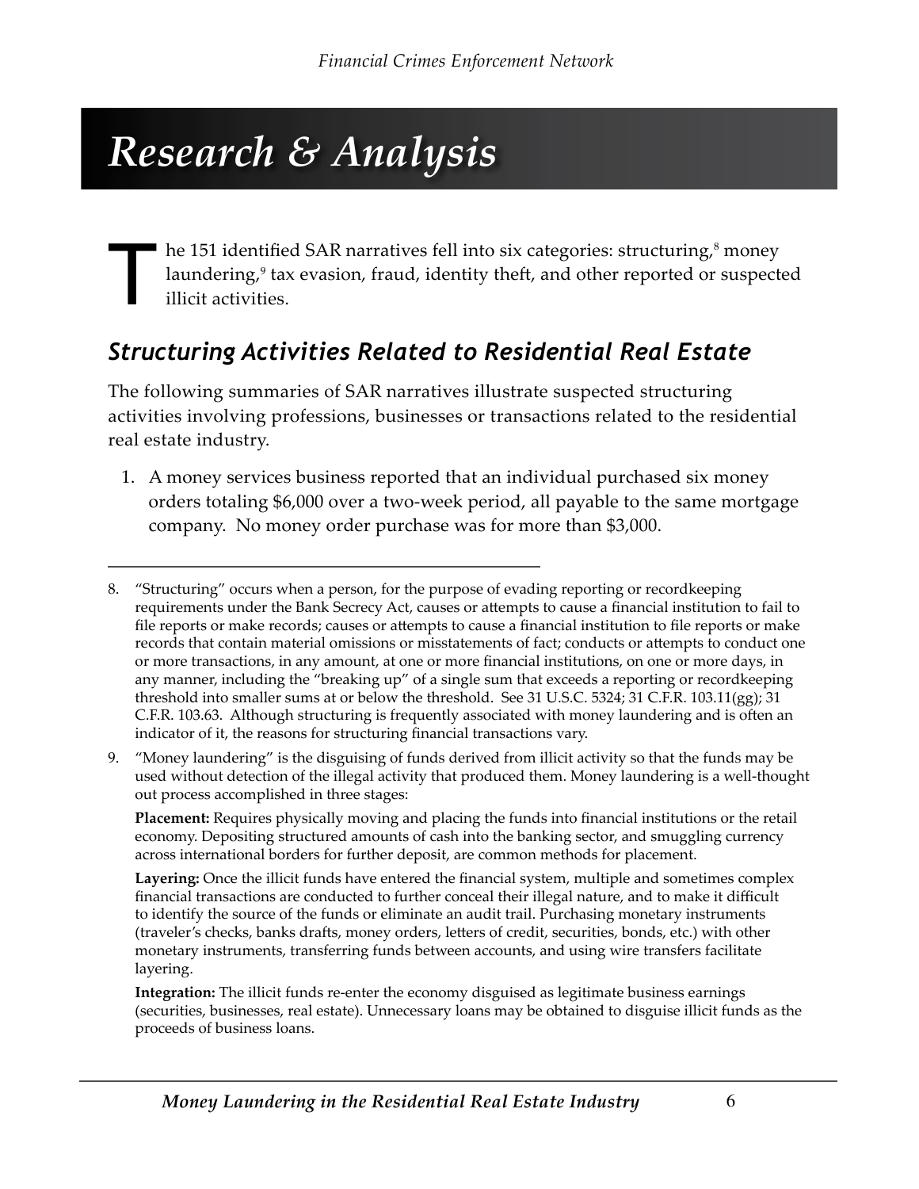# Research & Analysis

The 151 identified SAR narratives fell into six categories: structuring,[8] money laundering,[9] tax evasion, fraud, identity theft, and other reported or suspected illicit activities.

## *Structuring Activities Related to Residential Real Estate*

The following summaries of SAR narratives illustrate suspected structuring activities involving professions, businesses or transactions related to the residential real estate industry.

1. A money services business reported that an individual purchased six money orders totaling $6,000 over a two-week period, all payable to the same mortgage company. No money order purchase was for more than $3,000.

---

8. "Structuring" occurs when a person, for the purpose of evading reporting or recordkeeping requirements under the Bank Secrecy Act, causes or attempts to cause a financial institution to fail to file reports or make records; causes or attempts to cause a financial institution to file reports or make records that contain material omissions or misstatements of fact; conducts or attempts to conduct one or more transactions, in any amount, at one or more financial institutions, on one or more days, in any manner, including the "breaking up" of a single sum that exceeds a reporting or recordkeeping threshold into smaller sums at or below the threshold. See 31 U.S.C. 5324; 31 C.F.R. 103.11(gg); 31 C.F.R. 103.63. Although structuring is frequently associated with money laundering and is often an indicator of it, the reasons for structuring financial transactions vary.

9. "Money laundering" is the disguising of funds derived from illicit activity so that the funds may be used without detection of the illegal activity that produced them. Money laundering is a well-thought out process accomplished in three stages:

   **Placement:** Requires physically moving and placing the funds into financial institutions or the retail economy. Depositing structured amounts of cash into the banking sector, and smuggling currency across international borders for further deposit, are common methods for placement.

   **Layering:** Once the illicit funds have entered the financial system, multiple and sometimes complex financial transactions are conducted to further conceal their illegal nature, and to make it difficult to identify the source of the funds or eliminate an audit trail. Purchasing monetary instruments (traveler's checks, banks drafts, money orders, letters of credit, securities, bonds, etc.) with other monetary instruments, transferring funds between accounts, and using wire transfers facilitate layering.

   **Integration:** The illicit funds re-enter the economy disguised as legitimate business earnings (securities, businesses, real estate). Unnecessary loans may be obtained to disguise illicit funds as the proceeds of business loans.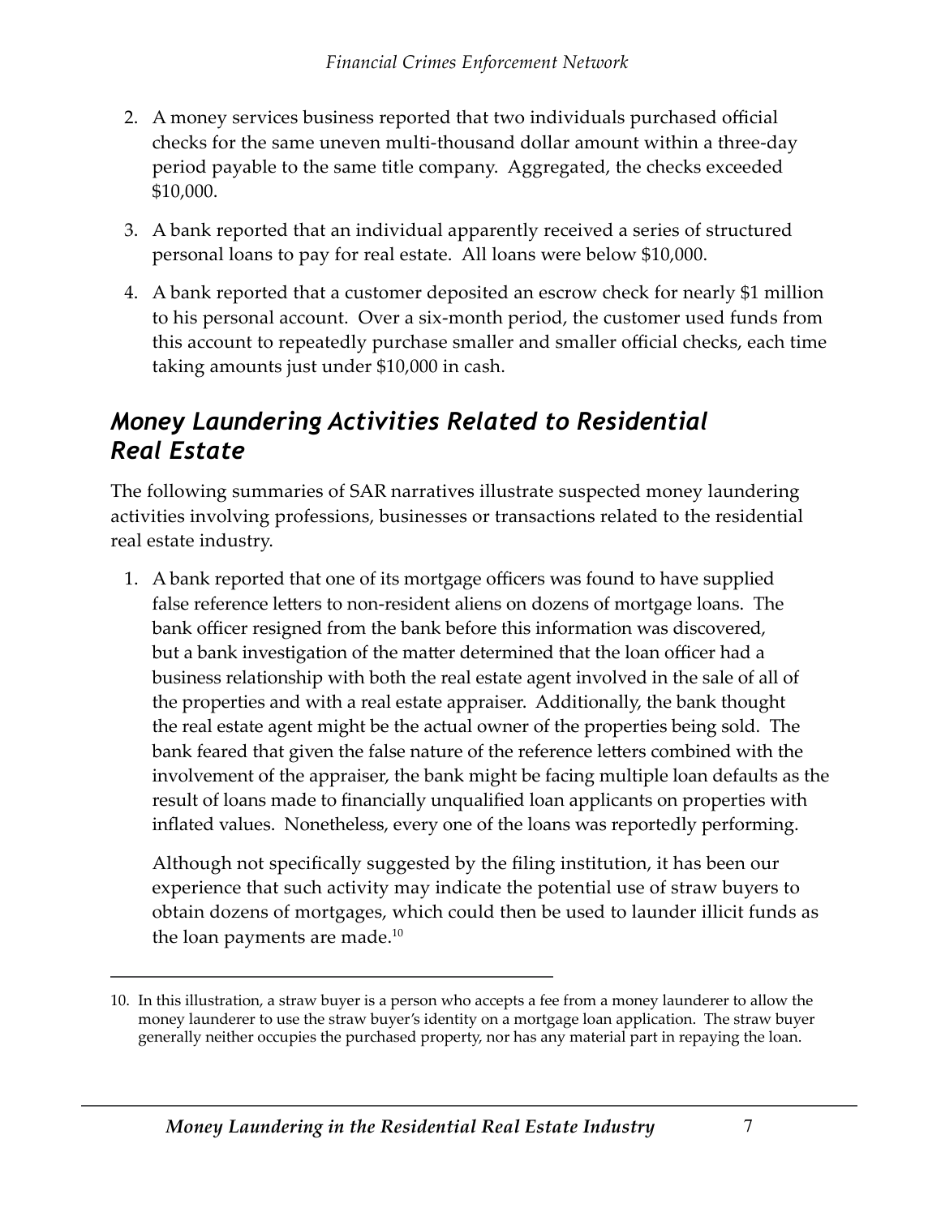2. A money services business reported that two individuals purchased official checks for the same uneven multi-thousand dollar amount within a three-day period payable to the same title company. Aggregated, the checks exceeded $10,000.

3. A bank reported that an individual apparently received a series of structured personal loans to pay for real estate. All loans were below $10,000.

4. A bank reported that a customer deposited an escrow check for nearly $1 million to his personal account. Over a six-month period, the customer used funds from this account to repeatedly purchase smaller and smaller official checks, each time taking amounts just under $10,000 in cash.

## *Money Laundering Activities Related to Residential Real Estate*

The following summaries of SAR narratives illustrate suspected money laundering activities involving professions, businesses or transactions related to the residential real estate industry.

1. A bank reported that one of its mortgage officers was found to have supplied false reference letters to non-resident aliens on dozens of mortgage loans. The bank officer resigned from the bank before this information was discovered, but a bank investigation of the matter determined that the loan officer had a business relationship with both the real estate agent involved in the sale of all of the properties and with a real estate appraiser. Additionally, the bank thought the real estate agent might be the actual owner of the properties being sold. The bank feared that given the false nature of the reference letters combined with the involvement of the appraiser, the bank might be facing multiple loan defaults as the result of loans made to financially unqualified loan applicants on properties with inflated values. Nonetheless, every one of the loans was reportedly performing.

   Although not specifically suggested by the filing institution, it has been our experience that such activity may indicate the potential use of straw buyers to obtain dozens of mortgages, which could then be used to launder illicit funds as the loan payments are made.[10]

10. In this illustration, a straw buyer is a person who accepts a fee from a money launderer to allow the money launderer to use the straw buyer's identity on a mortgage loan application. The straw buyer generally neither occupies the purchased property, nor has any material part in repaying the loan.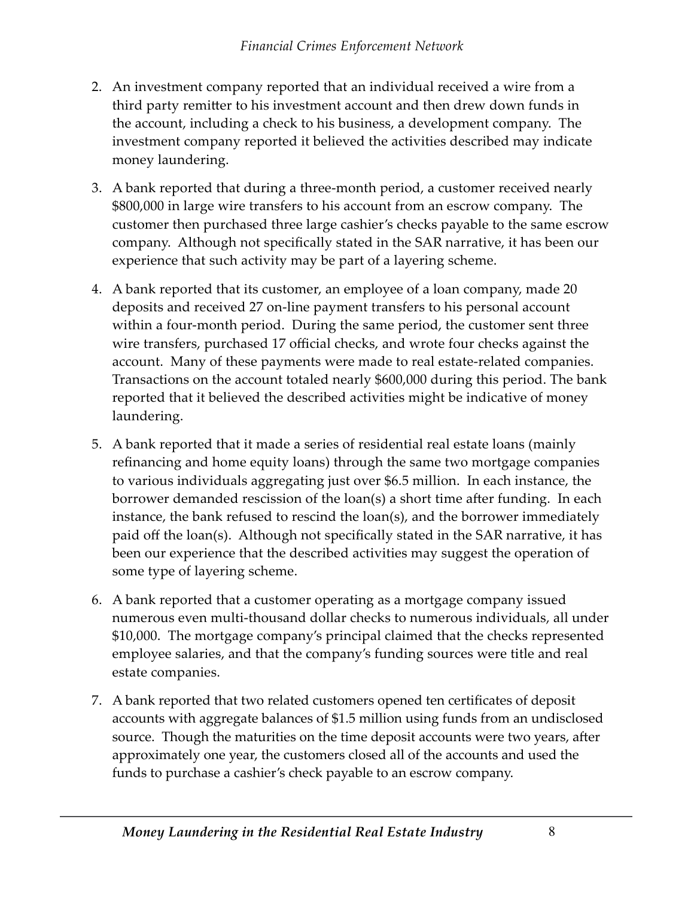2. An investment company reported that an individual received a wire from a third party remitter to his investment account and then drew down funds in the account, including a check to his business, a development company. The investment company reported it believed the activities described may indicate money laundering.

3. A bank reported that during a three-month period, a customer received nearly $800,000 in large wire transfers to his account from an escrow company. The customer then purchased three large cashier's checks payable to the same escrow company. Although not specifically stated in the SAR narrative, it has been our experience that such activity may be part of a layering scheme.

4. A bank reported that its customer, an employee of a loan company, made 20 deposits and received 27 on-line payment transfers to his personal account within a four-month period. During the same period, the customer sent three wire transfers, purchased 17 official checks, and wrote four checks against the account. Many of these payments were made to real estate-related companies. Transactions on the account totaled nearly $600,000 during this period. The bank reported that it believed the described activities might be indicative of money laundering.

5. A bank reported that it made a series of residential real estate loans (mainly refinancing and home equity loans) through the same two mortgage companies to various individuals aggregating just over $6.5 million. In each instance, the borrower demanded rescission of the loan(s) a short time after funding. In each instance, the bank refused to rescind the loan(s), and the borrower immediately paid off the loan(s). Although not specifically stated in the SAR narrative, it has been our experience that the described activities may suggest the operation of some type of layering scheme.

6. A bank reported that a customer operating as a mortgage company issued numerous even multi-thousand dollar checks to numerous individuals, all under $10,000. The mortgage company's principal claimed that the checks represented employee salaries, and that the company's funding sources were title and real estate companies.

7. A bank reported that two related customers opened ten certificates of deposit accounts with aggregate balances of $1.5 million using funds from an undisclosed source. Though the maturities on the time deposit accounts were two years, after approximately one year, the customers closed all of the accounts and used the funds to purchase a cashier's check payable to an escrow company.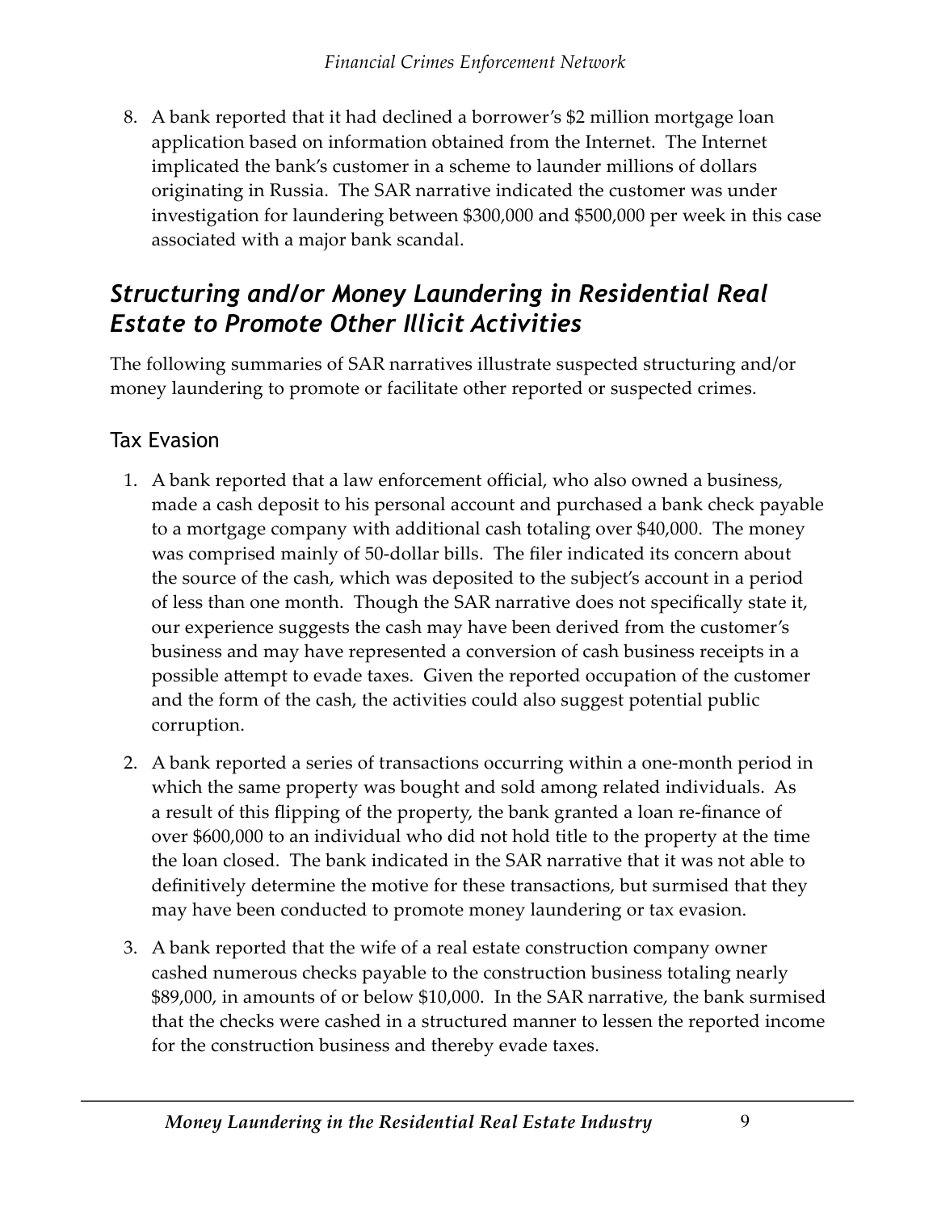8. A bank reported that it had declined a borrower's $2 million mortgage loan application based on information obtained from the Internet. The Internet implicated the bank's customer in a scheme to launder millions of dollars originating in Russia. The SAR narrative indicated the customer was under investigation for laundering between $300,000 and $500,000 per week in this case associated with a major bank scandal.

## *Structuring and/or Money Laundering in Residential Real Estate to Promote Other Illicit Activities*

The following summaries of SAR narratives illustrate suspected structuring and/or money laundering to promote or facilitate other reported or suspected crimes.

### Tax Evasion

1. A bank reported that a law enforcement official, who also owned a business, made a cash deposit to his personal account and purchased a bank check payable to a mortgage company with additional cash totaling over $40,000. The money was comprised mainly of 50-dollar bills. The filer indicated its concern about the source of the cash, which was deposited to the subject's account in a period of less than one month. Though the SAR narrative does not specifically state it, our experience suggests the cash may have been derived from the customer's business and may have represented a conversion of cash business receipts in a possible attempt to evade taxes. Given the reported occupation of the customer and the form of the cash, the activities could also suggest potential public corruption.

2. A bank reported a series of transactions occurring within a one-month period in which the same property was bought and sold among related individuals. As a result of this flipping of the property, the bank granted a loan re-finance of over $600,000 to an individual who did not hold title to the property at the time the loan closed. The bank indicated in the SAR narrative that it was not able to definitively determine the motive for these transactions, but surmised that they may have been conducted to promote money laundering or tax evasion.

3. A bank reported that the wife of a real estate construction company owner cashed numerous checks payable to the construction business totaling nearly $89,000, in amounts of or below $10,000. In the SAR narrative, the bank surmised that the checks were cashed in a structured manner to lessen the reported income for the construction business and thereby evade taxes.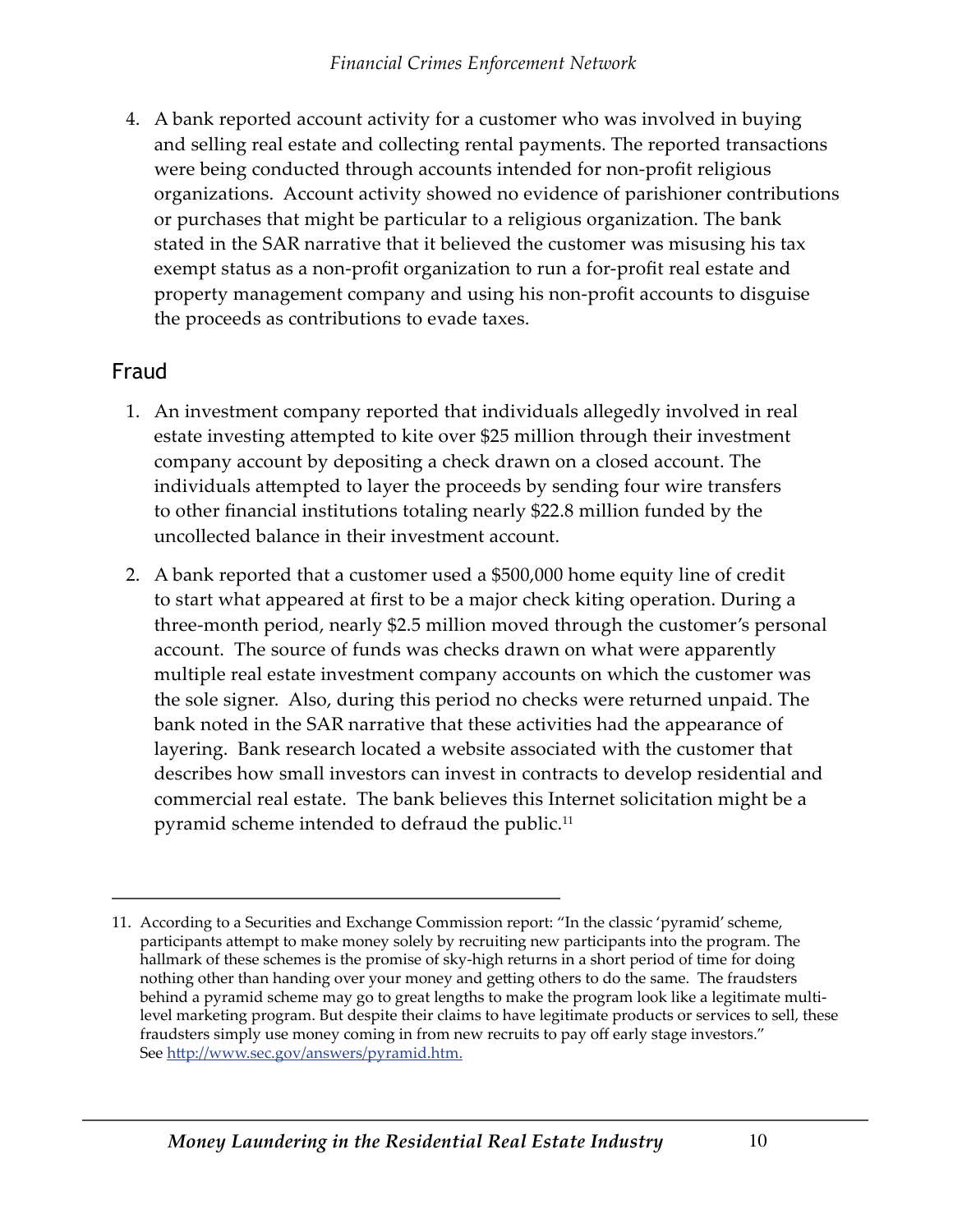4. A bank reported account activity for a customer who was involved in buying and selling real estate and collecting rental payments. The reported transactions were being conducted through accounts intended for non-profit religious organizations. Account activity showed no evidence of parishioner contributions or purchases that might be particular to a religious organization. The bank stated in the SAR narrative that it believed the customer was misusing his tax exempt status as a non-profit organization to run a for-profit real estate and property management company and using his non-profit accounts to disguise the proceeds as contributions to evade taxes.

## Fraud

1. An investment company reported that individuals allegedly involved in real estate investing attempted to kite over $25 million through their investment company account by depositing a check drawn on a closed account. The individuals attempted to layer the proceeds by sending four wire transfers to other financial institutions totaling nearly $22.8 million funded by the uncollected balance in their investment account.

2. A bank reported that a customer used a $500,000 home equity line of credit to start what appeared at first to be a major check kiting operation. During a three-month period, nearly $2.5 million moved through the customer's personal account. The source of funds was checks drawn on what were apparently multiple real estate investment company accounts on which the customer was the sole signer. Also, during this period no checks were returned unpaid. The bank noted in the SAR narrative that these activities had the appearance of layering. Bank research located a website associated with the customer that describes how small investors can invest in contracts to develop residential and commercial real estate. The bank believes this Internet solicitation might be a pyramid scheme intended to defraud the public.[11]

---

11. According to a Securities and Exchange Commission report: "In the classic 'pyramid' scheme, participants attempt to make money solely by recruiting new participants into the program. The hallmark of these schemes is the promise of sky-high returns in a short period of time for doing nothing other than handing over your money and getting others to do the same. The fraudsters behind a pyramid scheme may go to great lengths to make the program look like a legitimate multi-level marketing program. But despite their claims to have legitimate products or services to sell, these fraudsters simply use money coming in from new recruits to pay off early stage investors." See http://www.sec.gov/answers/pyramid.htm.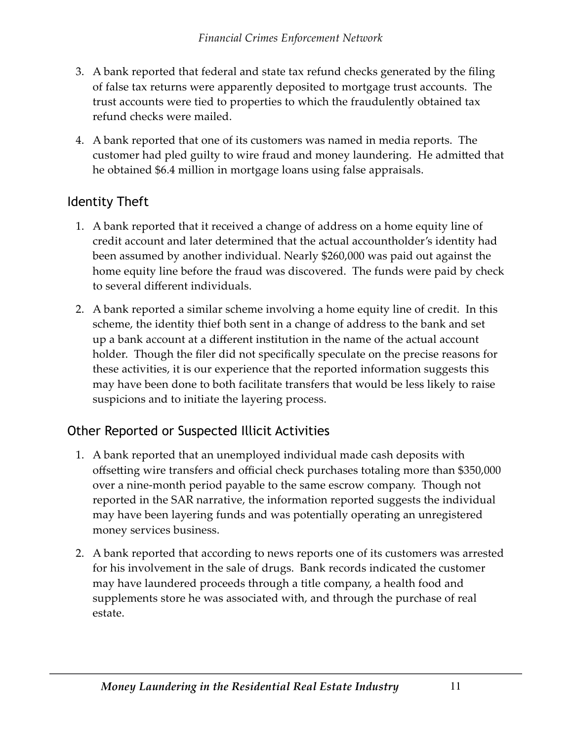3. A bank reported that federal and state tax refund checks generated by the filing of false tax returns were apparently deposited to mortgage trust accounts. The trust accounts were tied to properties to which the fraudulently obtained tax refund checks were mailed.

4. A bank reported that one of its customers was named in media reports. The customer had pled guilty to wire fraud and money laundering. He admitted that he obtained $6.4 million in mortgage loans using false appraisals.

## Identity Theft

1. A bank reported that it received a change of address on a home equity line of credit account and later determined that the actual accountholder's identity had been assumed by another individual. Nearly $260,000 was paid out against the home equity line before the fraud was discovered. The funds were paid by check to several different individuals.

2. A bank reported a similar scheme involving a home equity line of credit. In this scheme, the identity thief both sent in a change of address to the bank and set up a bank account at a different institution in the name of the actual account holder. Though the filer did not specifically speculate on the precise reasons for these activities, it is our experience that the reported information suggests this may have been done to both facilitate transfers that would be less likely to raise suspicions and to initiate the layering process.

## Other Reported or Suspected Illicit Activities

1. A bank reported that an unemployed individual made cash deposits with offsetting wire transfers and official check purchases totaling more than $350,000 over a nine-month period payable to the same escrow company. Though not reported in the SAR narrative, the information reported suggests the individual may have been layering funds and was potentially operating an unregistered money services business.

2. A bank reported that according to news reports one of its customers was arrested for his involvement in the sale of drugs. Bank records indicated the customer may have laundered proceeds through a title company, a health food and supplements store he was associated with, and through the purchase of real estate.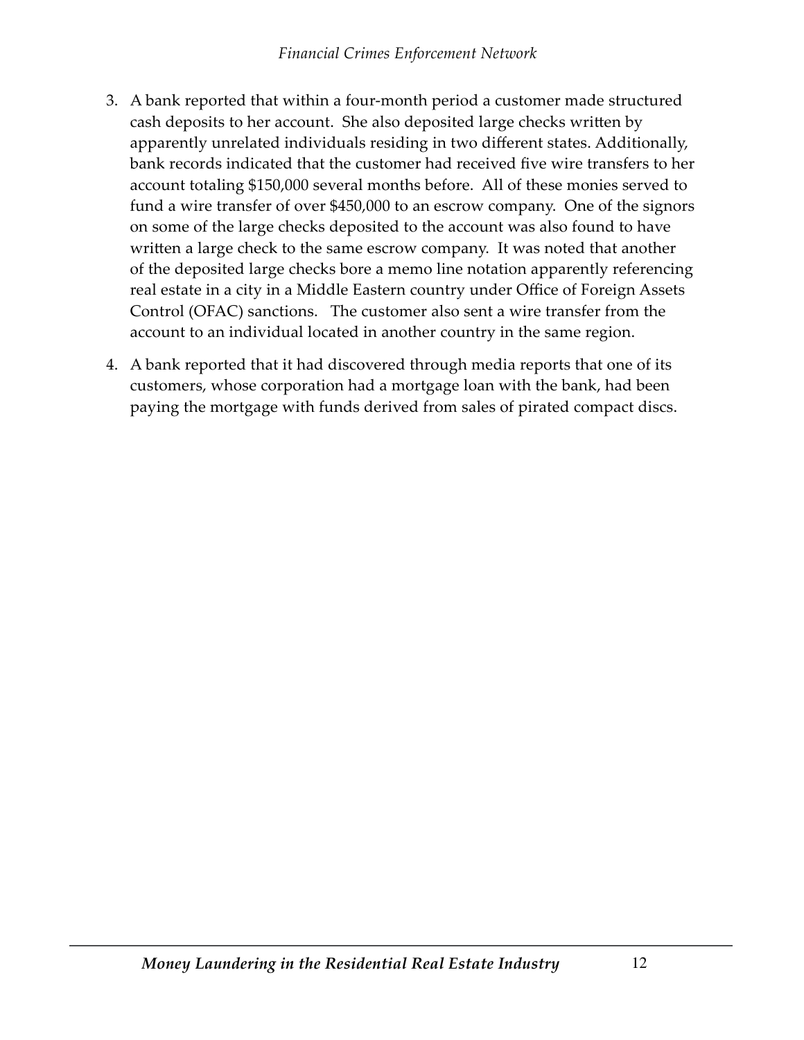3. A bank reported that within a four-month period a customer made structured cash deposits to her account. She also deposited large checks written by apparently unrelated individuals residing in two different states. Additionally, bank records indicated that the customer had received five wire transfers to her account totaling $150,000 several months before. All of these monies served to fund a wire transfer of over $450,000 to an escrow company. One of the signors on some of the large checks deposited to the account was also found to have written a large check to the same escrow company. It was noted that another of the deposited large checks bore a memo line notation apparently referencing real estate in a city in a Middle Eastern country under Office of Foreign Assets Control (OFAC) sanctions. The customer also sent a wire transfer from the account to an individual located in another country in the same region.

4. A bank reported that it had discovered through media reports that one of its customers, whose corporation had a mortgage loan with the bank, had been paying the mortgage with funds derived from sales of pirated compact discs.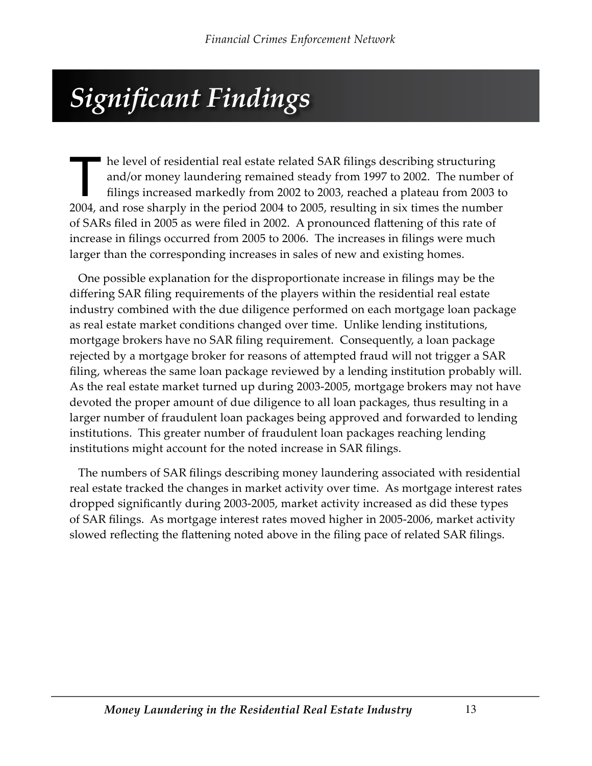# Significant Findings

The level of residential real estate related SAR filings describing structuring and/or money laundering remained steady from 1997 to 2002. The number of filings increased markedly from 2002 to 2003, reached a plateau from 2003 to 2004, and rose sharply in the period 2004 to 2005, resulting in six times the number of SARs filed in 2005 as were filed in 2002. A pronounced flattening of this rate of increase in filings occurred from 2005 to 2006. The increases in filings were much larger than the corresponding increases in sales of new and existing homes.

One possible explanation for the disproportionate increase in filings may be the differing SAR filing requirements of the players within the residential real estate industry combined with the due diligence performed on each mortgage loan package as real estate market conditions changed over time. Unlike lending institutions, mortgage brokers have no SAR filing requirement. Consequently, a loan package rejected by a mortgage broker for reasons of attempted fraud will not trigger a SAR filing, whereas the same loan package reviewed by a lending institution probably will. As the real estate market turned up during 2003-2005, mortgage brokers may not have devoted the proper amount of due diligence to all loan packages, thus resulting in a larger number of fraudulent loan packages being approved and forwarded to lending institutions. This greater number of fraudulent loan packages reaching lending institutions might account for the noted increase in SAR filings.

The numbers of SAR filings describing money laundering associated with residential real estate tracked the changes in market activity over time. As mortgage interest rates dropped significantly during 2003-2005, market activity increased as did these types of SAR filings. As mortgage interest rates moved higher in 2005-2006, market activity slowed reflecting the flattening noted above in the filing pace of related SAR filings.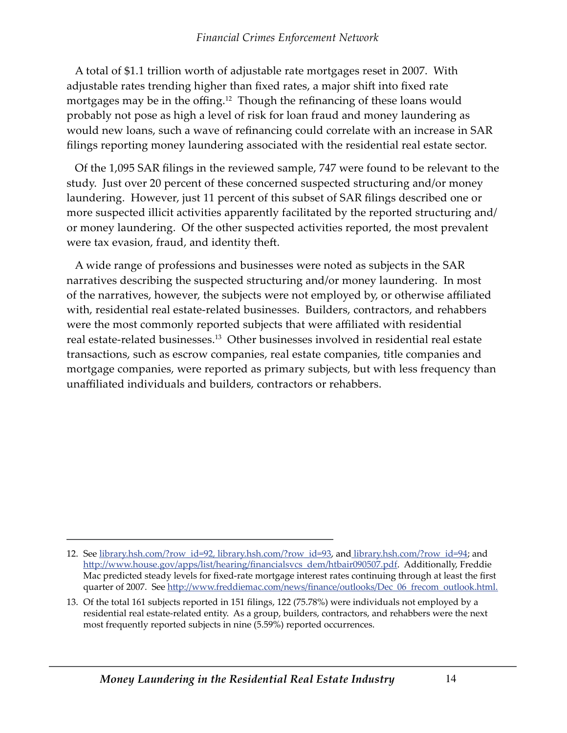A total of $1.1 trillion worth of adjustable rate mortgages reset in 2007. With adjustable rates trending higher than fixed rates, a major shift into fixed rate mortgages may be in the offing.[12] Though the refinancing of these loans would probably not pose as high a level of risk for loan fraud and money laundering as would new loans, such a wave of refinancing could correlate with an increase in SAR filings reporting money laundering associated with the residential real estate sector.

Of the 1,095 SAR filings in the reviewed sample, 747 were found to be relevant to the study. Just over 20 percent of these concerned suspected structuring and/or money laundering. However, just 11 percent of this subset of SAR filings described one or more suspected illicit activities apparently facilitated by the reported structuring and/or money laundering. Of the other suspected activities reported, the most prevalent were tax evasion, fraud, and identity theft.

A wide range of professions and businesses were noted as subjects in the SAR narratives describing the suspected structuring and/or money laundering. In most of the narratives, however, the subjects were not employed by, or otherwise affiliated with, residential real estate-related businesses. Builders, contractors, and rehabbers were the most commonly reported subjects that were affiliated with residential real estate-related businesses.[13] Other businesses involved in residential real estate transactions, such as escrow companies, real estate companies, title companies and mortgage companies, were reported as primary subjects, but with less frequency than unaffiliated individuals and builders, contractors or rehabbers.

---

12. See library.hsh.com/?row_id=92, library.hsh.com/?row_id=93, and library.hsh.com/?row_id=94; and http://www.house.gov/apps/list/hearing/financialsvcs_dem/htbair090507.pdf. Additionally, Freddie Mac predicted steady levels for fixed-rate mortgage interest rates continuing through at least the first quarter of 2007. See http://www.freddiemac.com/news/finance/outlooks/Dec_06_frecom_outlook.html.

13. Of the total 161 subjects reported in 151 filings, 122 (75.78%) were individuals not employed by a residential real estate-related entity. As a group, builders, contractors, and rehabbers were the next most frequently reported subjects in nine (5.59%) reported occurrences.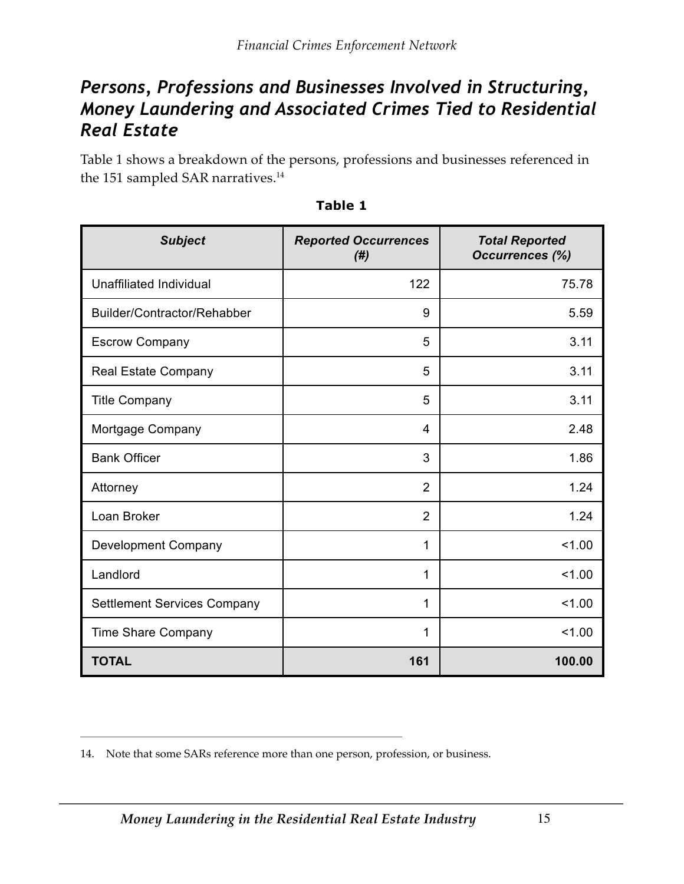## *Persons, Professions and Businesses Involved in Structuring, Money Laundering and Associated Crimes Tied to Residential Real Estate*

Table 1 shows a breakdown of the persons, professions and businesses referenced in the 151 sampled SAR narratives.[14]

**Table 1**

| *Subject* | *Reported Occurrences (#)* | *Total Reported Occurrences (%)* |
|---|---:|---:|
| Unaffiliated Individual | 122 | 75.78 |
| Builder/Contractor/Rehabber | 9 | 5.59 |
| Escrow Company | 5 | 3.11 |
| Real Estate Company | 5 | 3.11 |
| Title Company | 5 | 3.11 |
| Mortgage Company | 4 | 2.48 |
| Bank Officer | 3 | 1.86 |
| Attorney | 2 | 1.24 |
| Loan Broker | 2 | 1.24 |
| Development Company | 1 | <1.00 |
| Landlord | 1 | <1.00 |
| Settlement Services Company | 1 | <1.00 |
| Time Share Company | 1 | <1.00 |
| **TOTAL** | **161** | **100.00** |

---

14. Note that some SARs reference more than one person, profession, or business.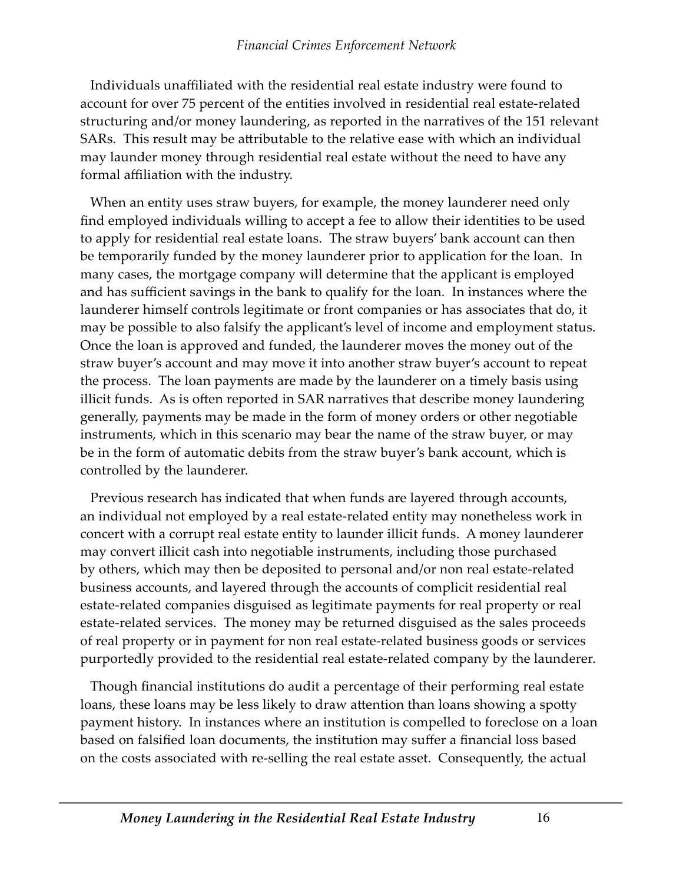Individuals unaffiliated with the residential real estate industry were found to account for over 75 percent of the entities involved in residential real estate-related structuring and/or money laundering, as reported in the narratives of the 151 relevant SARs. This result may be attributable to the relative ease with which an individual may launder money through residential real estate without the need to have any formal affiliation with the industry.

When an entity uses straw buyers, for example, the money launderer need only find employed individuals willing to accept a fee to allow their identities to be used to apply for residential real estate loans. The straw buyers' bank account can then be temporarily funded by the money launderer prior to application for the loan. In many cases, the mortgage company will determine that the applicant is employed and has sufficient savings in the bank to qualify for the loan. In instances where the launderer himself controls legitimate or front companies or has associates that do, it may be possible to also falsify the applicant's level of income and employment status. Once the loan is approved and funded, the launderer moves the money out of the straw buyer's account and may move it into another straw buyer's account to repeat the process. The loan payments are made by the launderer on a timely basis using illicit funds. As is often reported in SAR narratives that describe money laundering generally, payments may be made in the form of money orders or other negotiable instruments, which in this scenario may bear the name of the straw buyer, or may be in the form of automatic debits from the straw buyer's bank account, which is controlled by the launderer.

Previous research has indicated that when funds are layered through accounts, an individual not employed by a real estate-related entity may nonetheless work in concert with a corrupt real estate entity to launder illicit funds. A money launderer may convert illicit cash into negotiable instruments, including those purchased by others, which may then be deposited to personal and/or non real estate-related business accounts, and layered through the accounts of complicit residential real estate-related companies disguised as legitimate payments for real property or real estate-related services. The money may be returned disguised as the sales proceeds of real property or in payment for non real estate-related business goods or services purportedly provided to the residential real estate-related company by the launderer.

Though financial institutions do audit a percentage of their performing real estate loans, these loans may be less likely to draw attention than loans showing a spotty payment history. In instances where an institution is compelled to foreclose on a loan based on falsified loan documents, the institution may suffer a financial loss based on the costs associated with re-selling the real estate asset. Consequently, the actual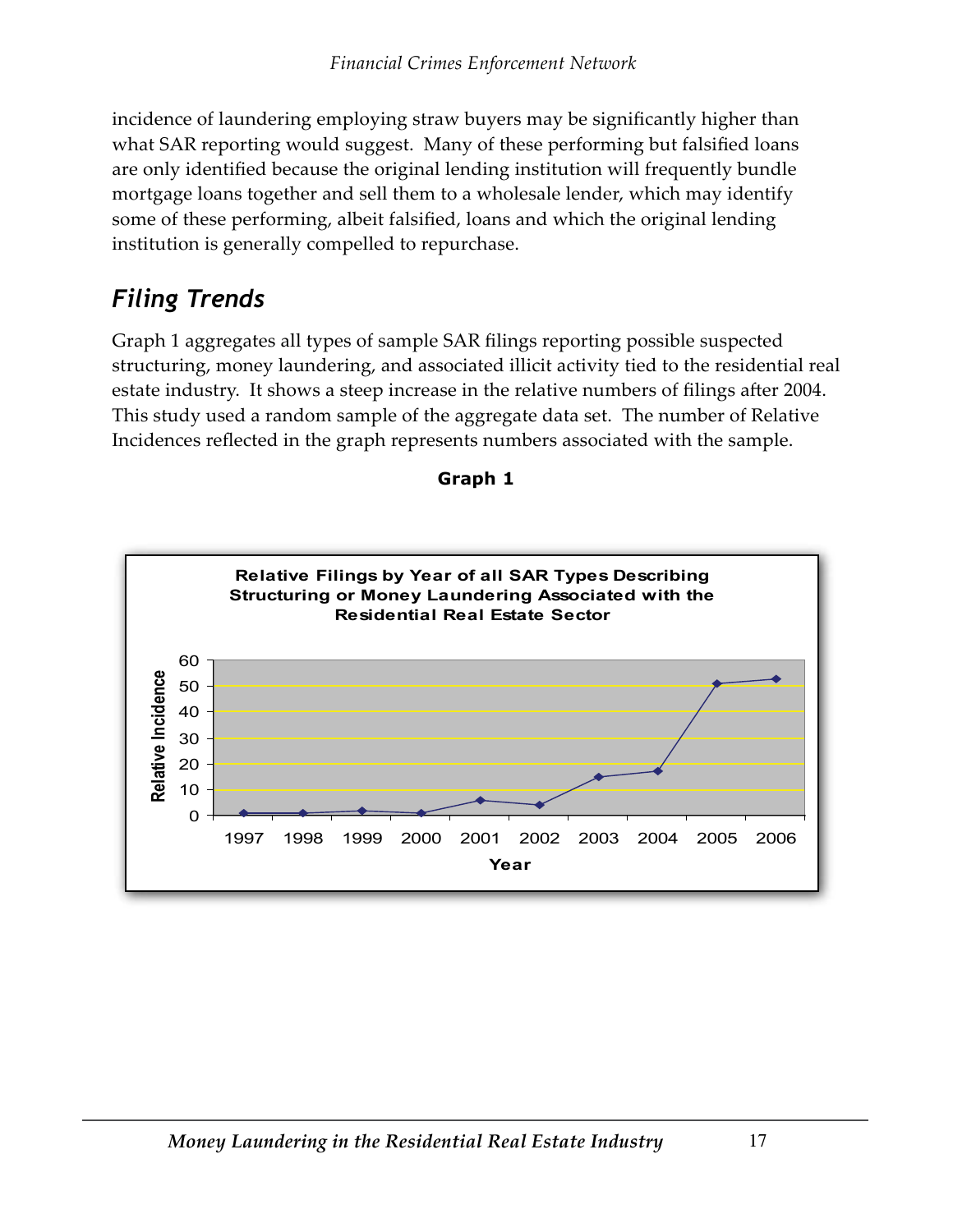incidence of laundering employing straw buyers may be significantly higher than what SAR reporting would suggest. Many of these performing but falsified loans are only identified because the original lending institution will frequently bundle mortgage loans together and sell them to a wholesale lender, which may identify some of these performing, albeit falsified, loans and which the original lending institution is generally compelled to repurchase.

## *Filing Trends*

Graph 1 aggregates all types of sample SAR filings reporting possible suspected structuring, money laundering, and associated illicit activity tied to the residential real estate industry. It shows a steep increase in the relative numbers of filings after 2004. This study used a random sample of the aggregate data set. The number of Relative Incidences reflected in the graph represents numbers associated with the sample.

**Graph 1**

**Relative Filings by Year of all SAR Types Describing Structuring or Money Laundering Associated with the Residential Real Estate Sector**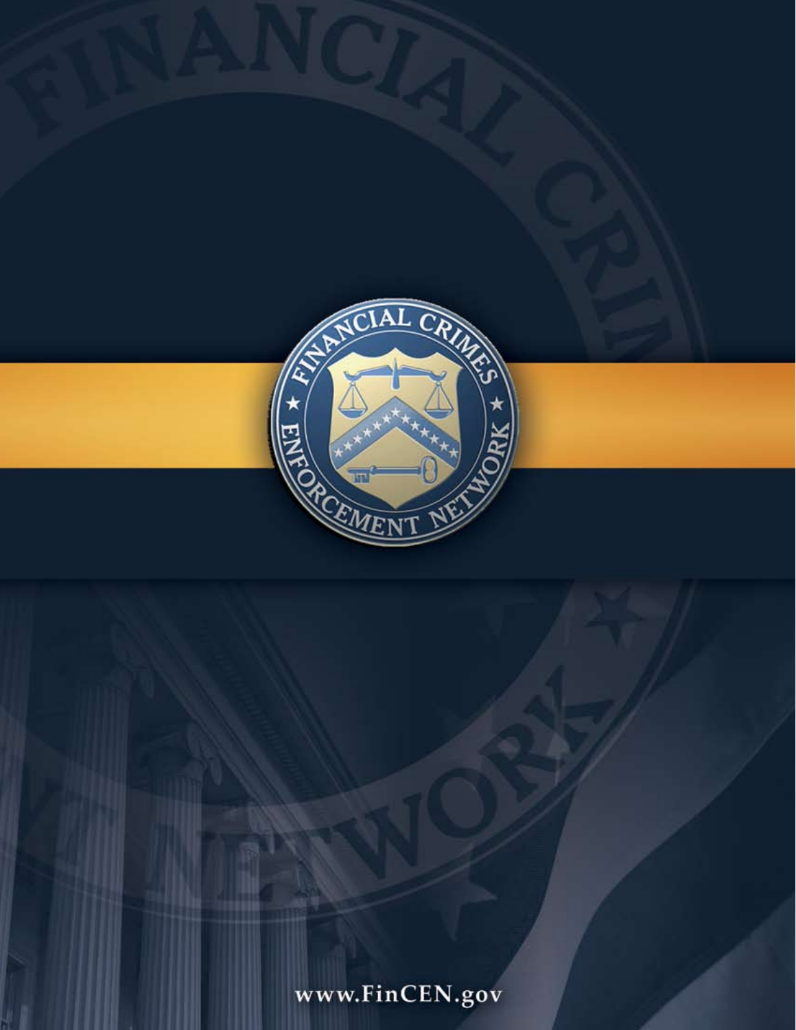www.FinCEN.gov